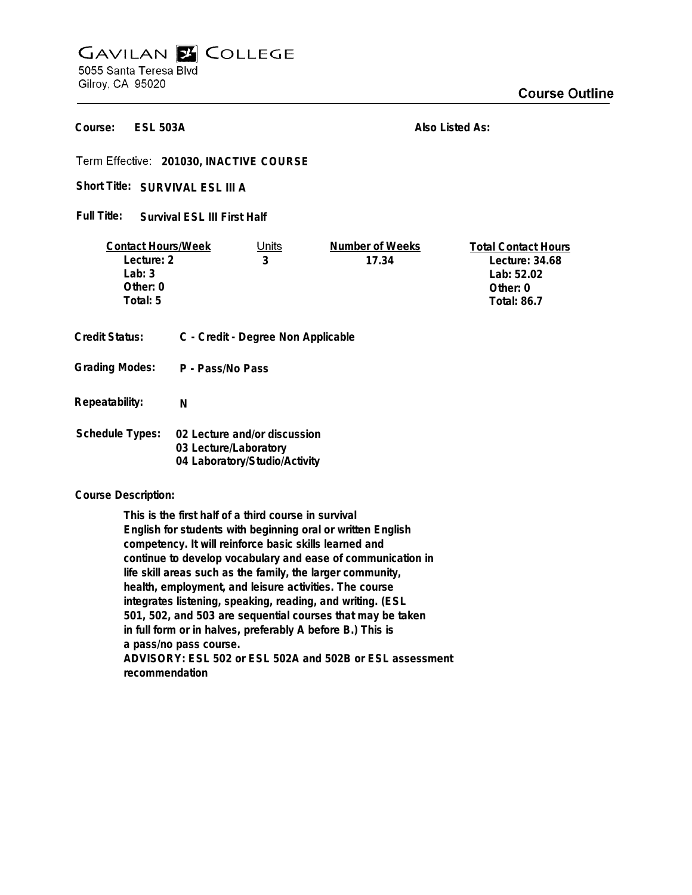# GAVILAN COLLEGE

5055 Santa Teresa Blvd
Gilroy, CA 95020

## Course Outline

**Course:** **ESL 503A**

**Also Listed As:**

Term Effective: **201030, INACTIVE COURSE**

**Short Title:** **SURVIVAL ESL III A**

**Full Title:** **Survival ESL III First Half**

| Contact Hours/Week | Units | Number of Weeks | Total Contact Hours |
|---|---|---|---|
| Lecture: 2 | 3 | 17.34 | Lecture: 34.68 |
| Lab: 3 | | | Lab: 52.02 |
| Other: 0 | | | Other: 0 |
| Total: 5 | | | Total: 86.7 |

**Credit Status:** C - Credit - Degree Non Applicable

**Grading Modes:** P - Pass/No Pass

**Repeatability:** N

**Schedule Types:** 02 Lecture and/or discussion
03 Lecture/Laboratory
04 Laboratory/Studio/Activity

**Course Description:**

This is the first half of a third course in survival English for students with beginning oral or written English competency. It will reinforce basic skills learned and continue to develop vocabulary and ease of communication in life skill areas such as the family, the larger community, health, employment, and leisure activities. The course integrates listening, speaking, reading, and writing. (ESL 501, 502, and 503 are sequential courses that may be taken in full form or in halves, preferably A before B.) This is a pass/no pass course.
ADVISORY: ESL 502 or ESL 502A and 502B or ESL assessment recommendation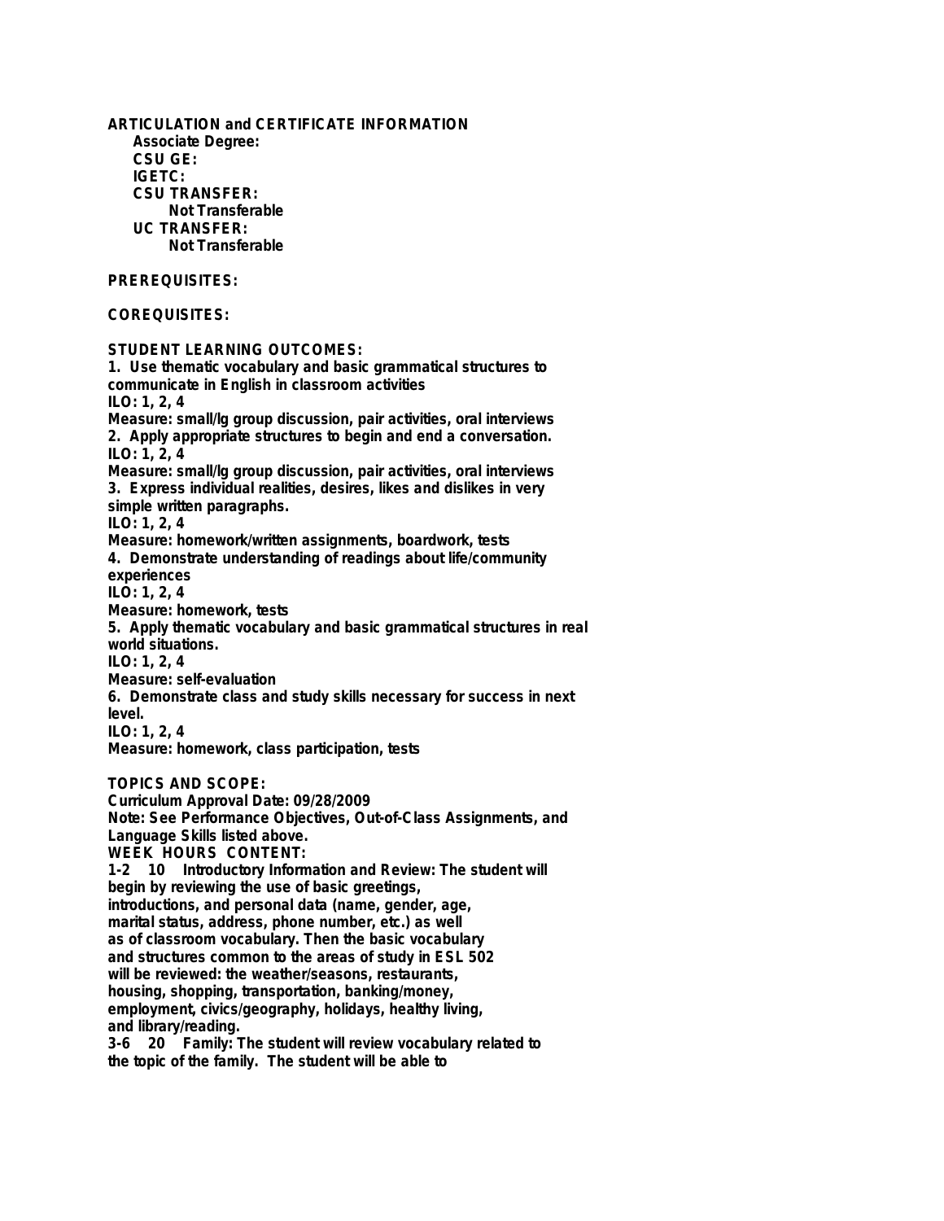**ARTICULATION and CERTIFICATE INFORMATION**

**Associate Degree:**

**CSU GE:**

**IGETC:**

**CSU TRANSFER:**

**Not Transferable**

**UC TRANSFER:**

**Not Transferable**

**PREREQUISITES:**

**COREQUISITES:**

**STUDENT LEARNING OUTCOMES:**

1. Use thematic vocabulary and basic grammatical structures to communicate in English in classroom activities
ILO: 1, 2, 4
Measure: small/lg group discussion, pair activities, oral interviews
2. Apply appropriate structures to begin and end a conversation.
ILO: 1, 2, 4
Measure: small/lg group discussion, pair activities, oral interviews
3. Express individual realities, desires, likes and dislikes in very simple written paragraphs.
ILO: 1, 2, 4
Measure: homework/written assignments, boardwork, tests
4. Demonstrate understanding of readings about life/community experiences
ILO: 1, 2, 4
Measure: homework, tests
5. Apply thematic vocabulary and basic grammatical structures in real world situations.
ILO: 1, 2, 4
Measure: self-evaluation
6. Demonstrate class and study skills necessary for success in next level.
ILO: 1, 2, 4
Measure: homework, class participation, tests

**TOPICS AND SCOPE:**

Curriculum Approval Date: 09/28/2009

Note: See Performance Objectives, Out-of-Class Assignments, and Language Skills listed above.

**WEEK HOURS CONTENT:**

1-2 10 Introductory Information and Review: The student will begin by reviewing the use of basic greetings, introductions, and personal data (name, gender, age, marital status, address, phone number, etc.) as well as of classroom vocabulary. Then the basic vocabulary and structures common to the areas of study in ESL 502 will be reviewed: the weather/seasons, restaurants, housing, shopping, transportation, banking/money, employment, civics/geography, holidays, healthy living, and library/reading.

3-6 20 Family: The student will review vocabulary related to the topic of the family. The student will be able to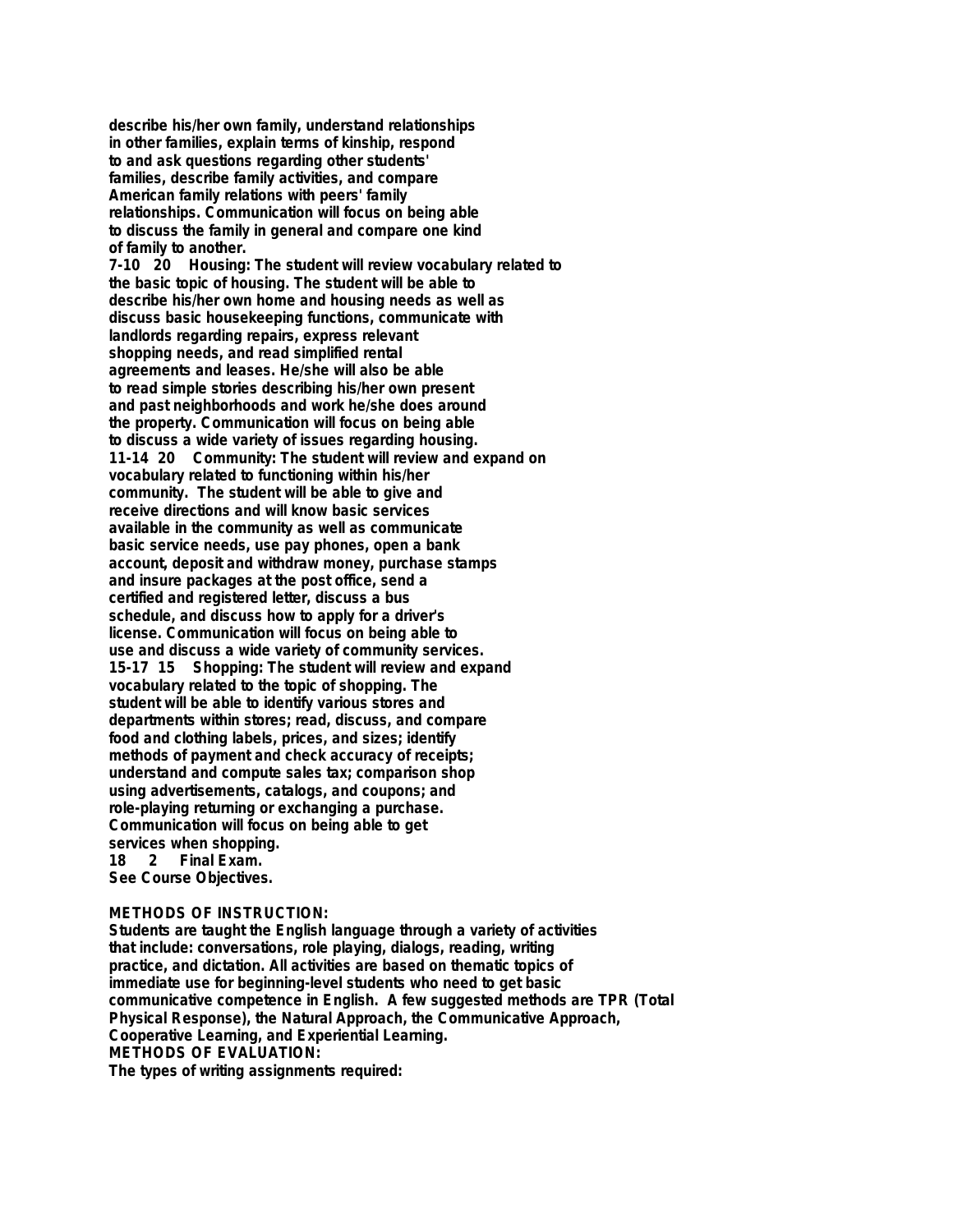describe his/her own family, understand relationships in other families, explain terms of kinship, respond to and ask questions regarding other students' families, describe family activities, and compare American family relations with peers' family relationships. Communication will focus on being able to discuss the family in general and compare one kind of family to another.

7-10 20 Housing: The student will review vocabulary related to the basic topic of housing. The student will be able to describe his/her own home and housing needs as well as discuss basic housekeeping functions, communicate with landlords regarding repairs, express relevant shopping needs, and read simplified rental agreements and leases. He/she will also be able to read simple stories describing his/her own present and past neighborhoods and work he/she does around the property. Communication will focus on being able to discuss a wide variety of issues regarding housing.

11-14 20 Community: The student will review and expand on vocabulary related to functioning within his/her community. The student will be able to give and receive directions and will know basic services available in the community as well as communicate basic service needs, use pay phones, open a bank account, deposit and withdraw money, purchase stamps and insure packages at the post office, send a certified and registered letter, discuss a bus schedule, and discuss how to apply for a driver's license. Communication will focus on being able to use and discuss a wide variety of community services.

15-17 15 Shopping: The student will review and expand vocabulary related to the topic of shopping. The student will be able to identify various stores and departments within stores; read, discuss, and compare food and clothing labels, prices, and sizes; identify methods of payment and check accuracy of receipts; understand and compute sales tax; comparison shop using advertisements, catalogs, and coupons; and role-playing returning or exchanging a purchase. Communication will focus on being able to get services when shopping.

18 2 Final Exam.

See Course Objectives.

**METHODS OF INSTRUCTION:**

Students are taught the English language through a variety of activities that include: conversations, role playing, dialogs, reading, writing practice, and dictation. All activities are based on thematic topics of immediate use for beginning-level students who need to get basic communicative competence in English. A few suggested methods are TPR (Total Physical Response), the Natural Approach, the Communicative Approach, Cooperative Learning, and Experiential Learning.

**METHODS OF EVALUATION:**

The types of writing assignments required: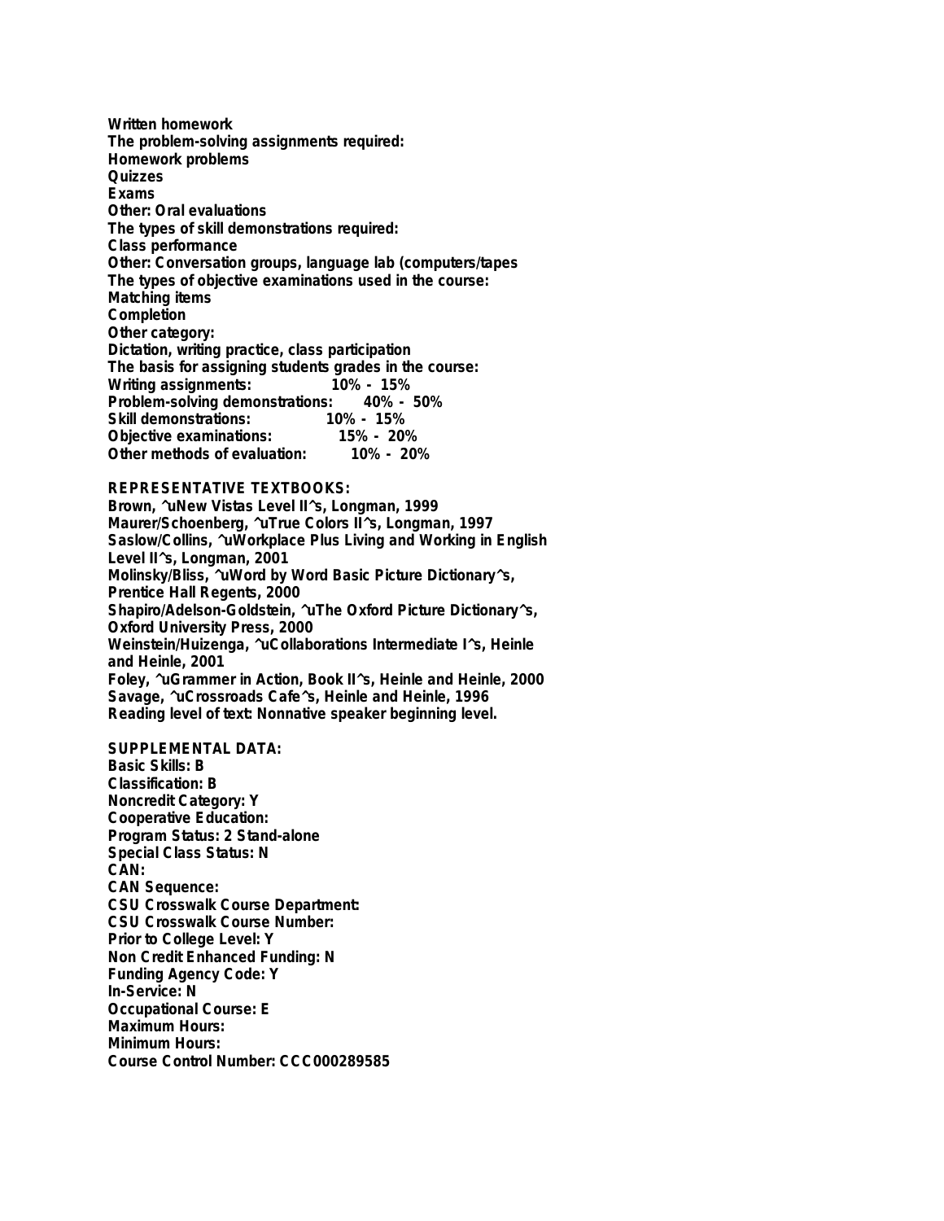**Written homework**
**The problem-solving assignments required:**
**Homework problems**
**Quizzes**
**Exams**
**Other: Oral evaluations**
**The types of skill demonstrations required:**
**Class performance**
**Other: Conversation groups, language lab (computers/tapes**
**The types of objective examinations used in the course:**
**Matching items**
**Completion**
**Other category:**
**Dictation, writing practice, class participation**
**The basis for assigning students grades in the course:**
**Writing assignments: 10% - 15%**
**Problem-solving demonstrations: 40% - 50%**
**Skill demonstrations: 10% - 15%**
**Objective examinations: 15% - 20%**
**Other methods of evaluation: 10% - 20%**

**REPRESENTATIVE TEXTBOOKS:**
**Brown, ^uNew Vistas Level II^s, Longman, 1999**
**Maurer/Schoenberg, ^uTrue Colors II^s, Longman, 1997**
**Saslow/Collins, ^uWorkplace Plus Living and Working in English Level II^s, Longman, 2001**
**Molinsky/Bliss, ^uWord by Word Basic Picture Dictionary^s, Prentice Hall Regents, 2000**
**Shapiro/Adelson-Goldstein, ^uThe Oxford Picture Dictionary^s, Oxford University Press, 2000**
**Weinstein/Huizenga, ^uCollaborations Intermediate I^s, Heinle and Heinle, 2001**
**Foley, ^uGrammer in Action, Book II^s, Heinle and Heinle, 2000**
**Savage, ^uCrossroads Cafe^s, Heinle and Heinle, 1996**
**Reading level of text: Nonnative speaker beginning level.**

**SUPPLEMENTAL DATA:**
**Basic Skills: B**
**Classification: B**
**Noncredit Category: Y**
**Cooperative Education:**
**Program Status: 2 Stand-alone**
**Special Class Status: N**
**CAN:**
**CAN Sequence:**
**CSU Crosswalk Course Department:**
**CSU Crosswalk Course Number:**
**Prior to College Level: Y**
**Non Credit Enhanced Funding: N**
**Funding Agency Code: Y**
**In-Service: N**
**Occupational Course: E**
**Maximum Hours:**
**Minimum Hours:**
**Course Control Number: CCC000289585**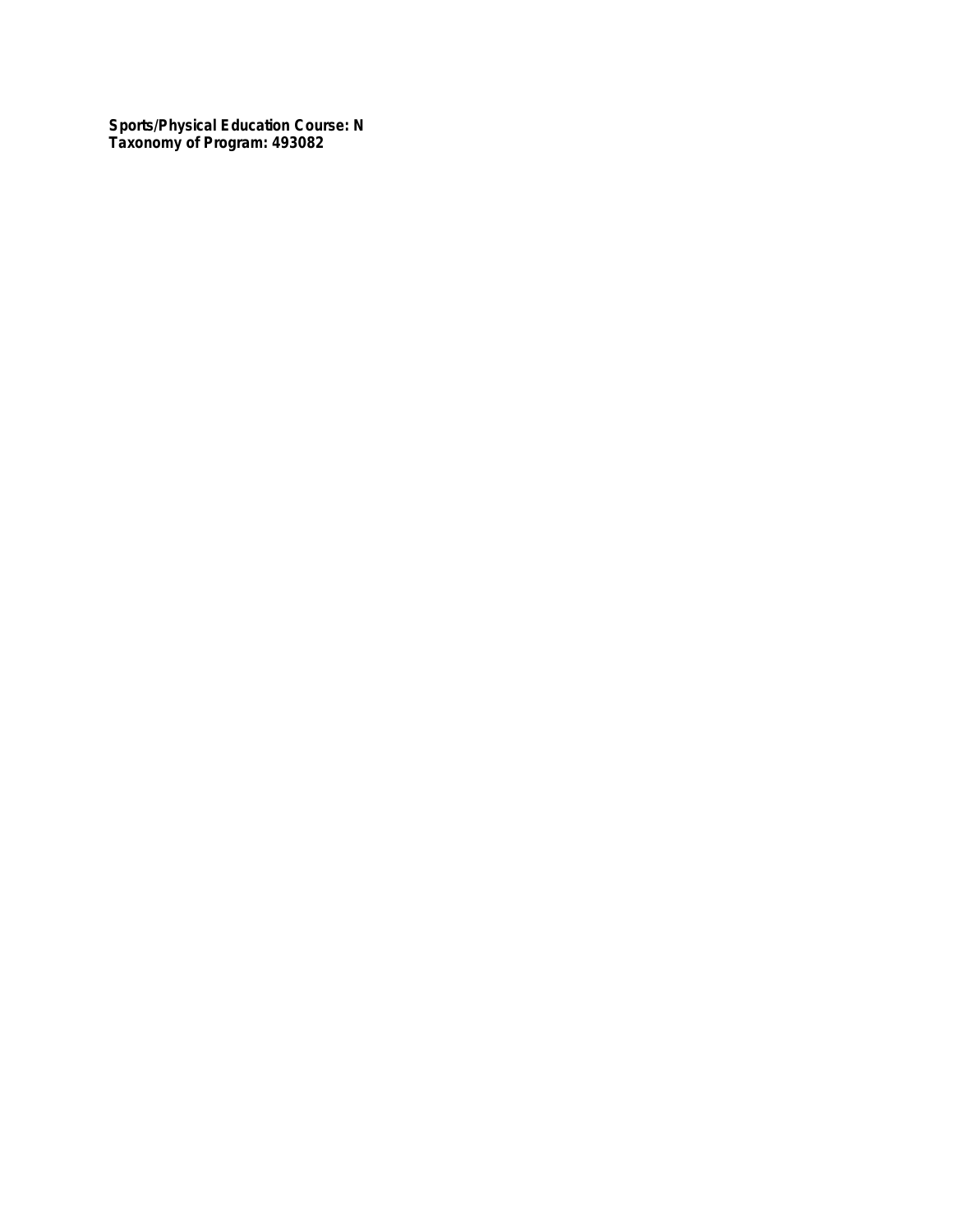**Sports/Physical Education Course: N**
**Taxonomy of Program: 493082**